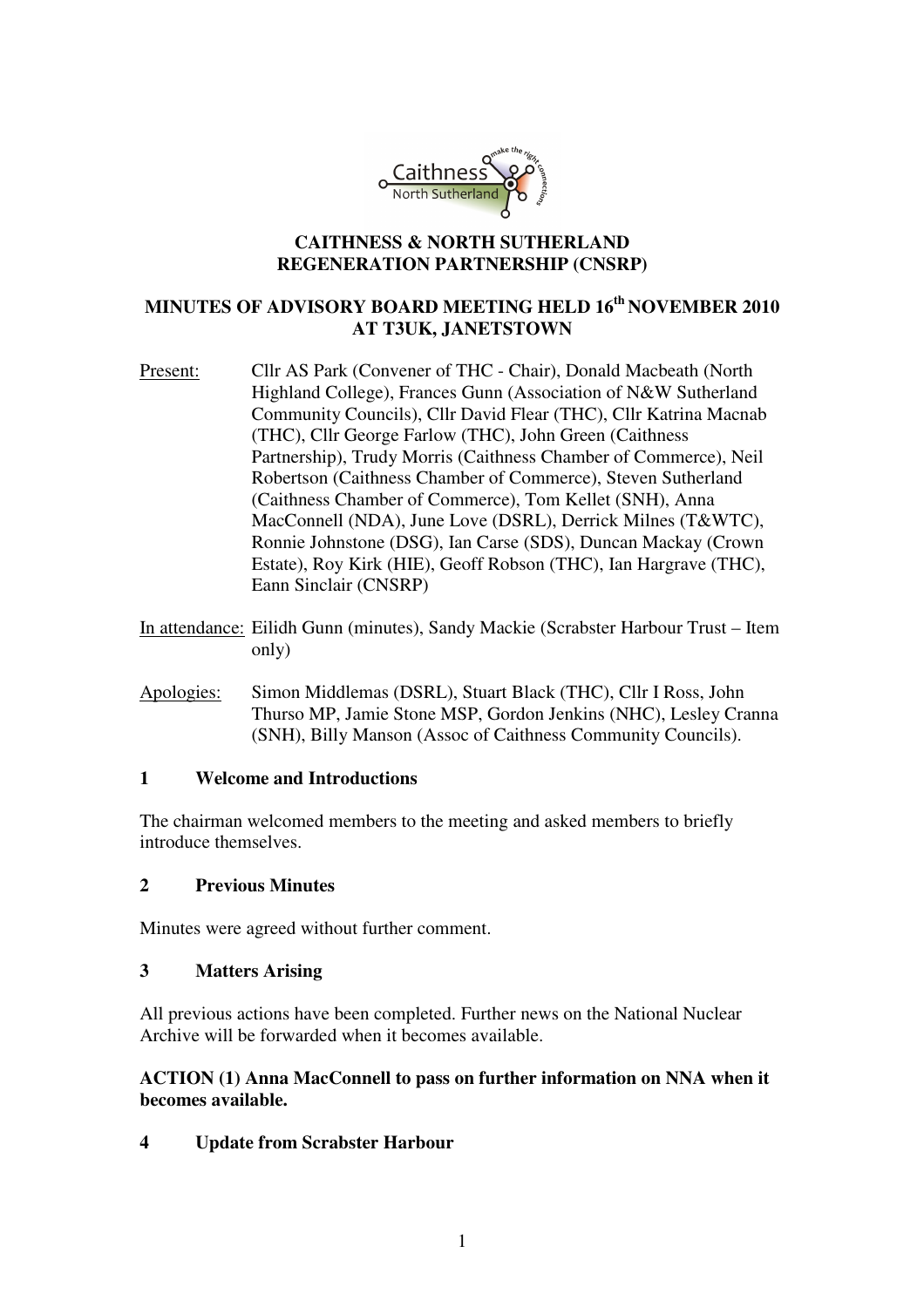# CAITHNESS & NORTH SUTHERLAND REGENERATION PARTNERSHIP (CNSRP)

## MINUTES OF ADVISORY BOARD MEETING HELD 16th NOVEMBER 2010 AT T3UK, JANETSTOWN

Present: Cllr AS Park (Convener of THC - Chair), Donald Macbeath (North Highland College), Frances Gunn (Association of N&W Sutherland Community Councils), Cllr David Flear (THC), Cllr Katrina Macnab (THC), Cllr George Farlow (THC), John Green (Caithness Partnership), Trudy Morris (Caithness Chamber of Commerce), Neil Robertson (Caithness Chamber of Commerce), Steven Sutherland (Caithness Chamber of Commerce), Tom Kellet (SNH), Anna MacConnell (NDA), June Love (DSRL), Derrick Milnes (T&WTC), Ronnie Johnstone (DSG), Ian Carse (SDS), Duncan Mackay (Crown Estate), Roy Kirk (HIE), Geoff Robson (THC), Ian Hargrave (THC), Eann Sinclair (CNSRP)

In attendance: Eilidh Gunn (minutes), Sandy Mackie (Scrabster Harbour Trust – Item only)

Apologies: Simon Middlemas (DSRL), Stuart Black (THC), Cllr I Ross, John Thurso MP, Jamie Stone MSP, Gordon Jenkins (NHC), Lesley Cranna (SNH), Billy Manson (Assoc of Caithness Community Councils).

### 1 Welcome and Introductions

The chairman welcomed members to the meeting and asked members to briefly introduce themselves.

### 2 Previous Minutes

Minutes were agreed without further comment.

### 3 Matters Arising

All previous actions have been completed. Further news on the National Nuclear Archive will be forwarded when it becomes available.

**ACTION (1) Anna MacConnell to pass on further information on NNA when it becomes available.**

### 4 Update from Scrabster Harbour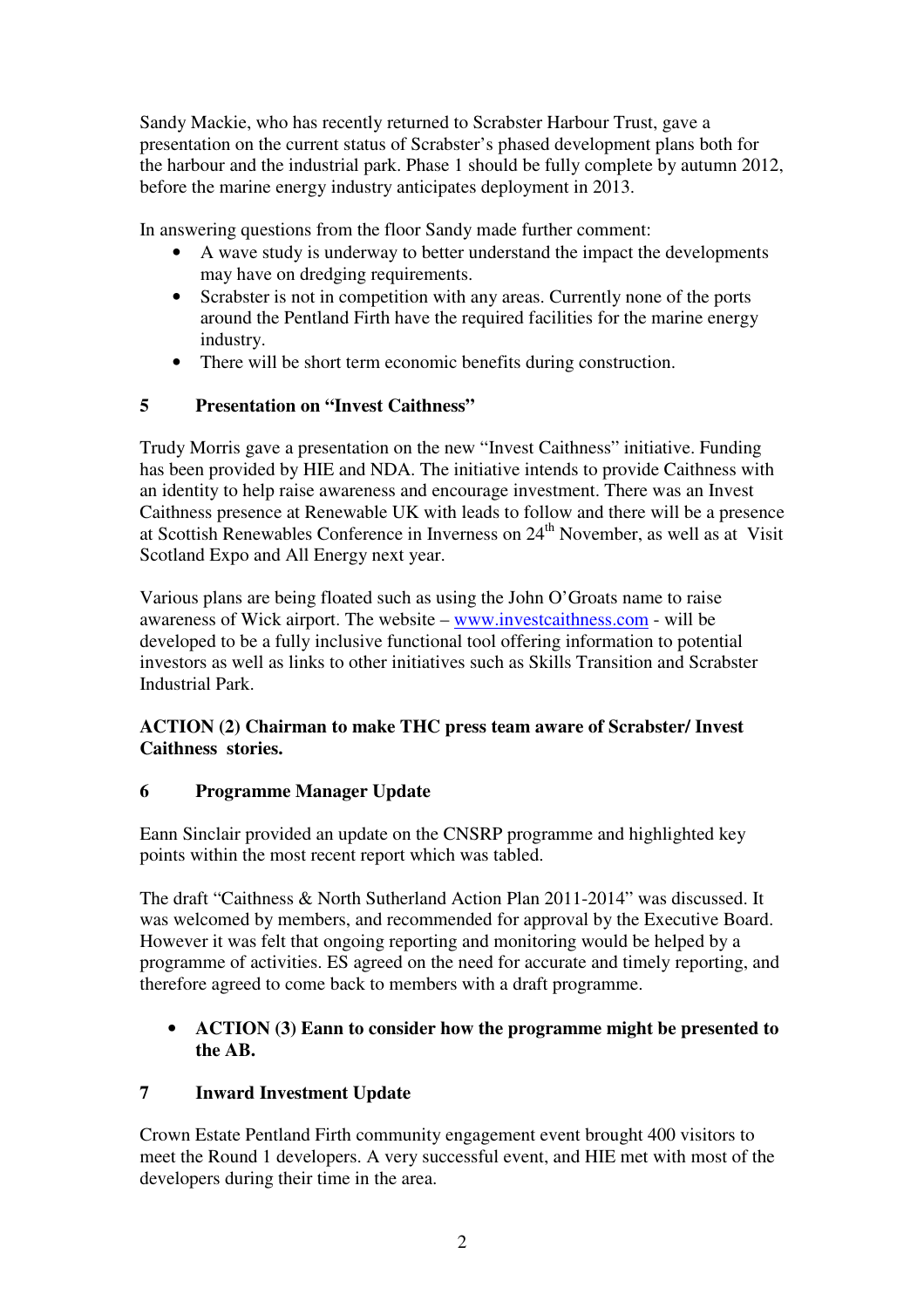Sandy Mackie, who has recently returned to Scrabster Harbour Trust, gave a presentation on the current status of Scrabster's phased development plans both for the harbour and the industrial park. Phase 1 should be fully complete by autumn 2012, before the marine energy industry anticipates deployment in 2013.

In answering questions from the floor Sandy made further comment:

- A wave study is underway to better understand the impact the developments may have on dredging requirements.
- Scrabster is not in competition with any areas. Currently none of the ports around the Pentland Firth have the required facilities for the marine energy industry.
- There will be short term economic benefits during construction.

## 5 Presentation on "Invest Caithness"

Trudy Morris gave a presentation on the new "Invest Caithness" initiative. Funding has been provided by HIE and NDA. The initiative intends to provide Caithness with an identity to help raise awareness and encourage investment. There was an Invest Caithness presence at Renewable UK with leads to follow and there will be a presence at Scottish Renewables Conference in Inverness on 24th November, as well as at Visit Scotland Expo and All Energy next year.

Various plans are being floated such as using the John O'Groats name to raise awareness of Wick airport. The website – www.investcaithness.com - will be developed to be a fully inclusive functional tool offering information to potential investors as well as links to other initiatives such as Skills Transition and Scrabster Industrial Park.

**ACTION (2) Chairman to make THC press team aware of Scrabster/ Invest Caithness stories.**

## 6 Programme Manager Update

Eann Sinclair provided an update on the CNSRP programme and highlighted key points within the most recent report which was tabled.

The draft "Caithness & North Sutherland Action Plan 2011-2014" was discussed. It was welcomed by members, and recommended for approval by the Executive Board. However it was felt that ongoing reporting and monitoring would be helped by a programme of activities. ES agreed on the need for accurate and timely reporting, and therefore agreed to come back to members with a draft programme.

- **ACTION (3) Eann to consider how the programme might be presented to the AB.**

## 7 Inward Investment Update

Crown Estate Pentland Firth community engagement event brought 400 visitors to meet the Round 1 developers. A very successful event, and HIE met with most of the developers during their time in the area.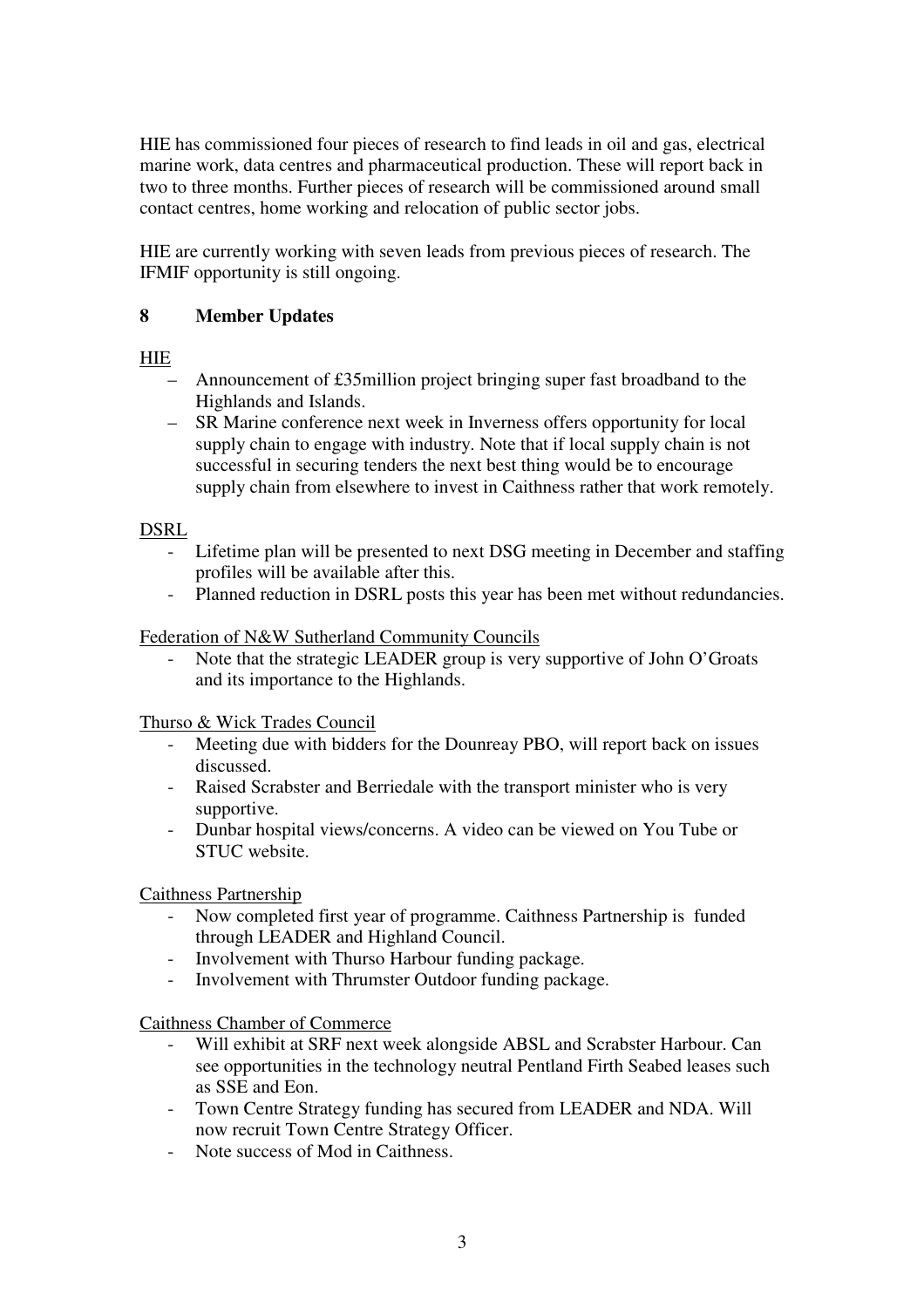HIE has commissioned four pieces of research to find leads in oil and gas, electrical marine work, data centres and pharmaceutical production. These will report back in two to three months. Further pieces of research will be commissioned around small contact centres, home working and relocation of public sector jobs.

HIE are currently working with seven leads from previous pieces of research. The IFMIF opportunity is still ongoing.

## 8 Member Updates

HIE

- Announcement of £35million project bringing super fast broadband to the Highlands and Islands.
- SR Marine conference next week in Inverness offers opportunity for local supply chain to engage with industry. Note that if local supply chain is not successful in securing tenders the next best thing would be to encourage supply chain from elsewhere to invest in Caithness rather that work remotely.

DSRL

- Lifetime plan will be presented to next DSG meeting in December and staffing profiles will be available after this.
- Planned reduction in DSRL posts this year has been met without redundancies.

Federation of N&W Sutherland Community Councils

- Note that the strategic LEADER group is very supportive of John O'Groats and its importance to the Highlands.

Thurso & Wick Trades Council

- Meeting due with bidders for the Dounreay PBO, will report back on issues discussed.
- Raised Scrabster and Berriedale with the transport minister who is very supportive.
- Dunbar hospital views/concerns. A video can be viewed on You Tube or STUC website.

Caithness Partnership

- Now completed first year of programme. Caithness Partnership is funded through LEADER and Highland Council.
- Involvement with Thurso Harbour funding package.
- Involvement with Thrumster Outdoor funding package.

Caithness Chamber of Commerce

- Will exhibit at SRF next week alongside ABSL and Scrabster Harbour. Can see opportunities in the technology neutral Pentland Firth Seabed leases such as SSE and Eon.
- Town Centre Strategy funding has secured from LEADER and NDA. Will now recruit Town Centre Strategy Officer.
- Note success of Mod in Caithness.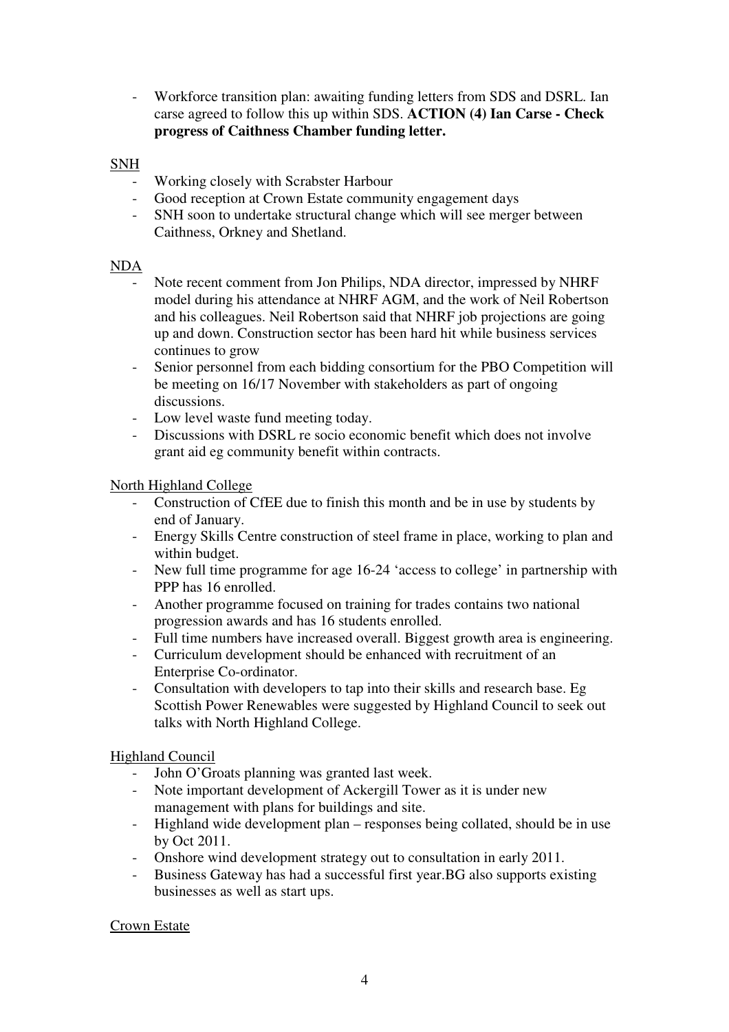- Workforce transition plan: awaiting funding letters from SDS and DSRL. Ian carse agreed to follow this up within SDS. **ACTION (4) Ian Carse - Check progress of Caithness Chamber funding letter.**

<u>SNH</u>

- Working closely with Scrabster Harbour
- Good reception at Crown Estate community engagement days
- SNH soon to undertake structural change which will see merger between Caithness, Orkney and Shetland.

<u>NDA</u>

- Note recent comment from Jon Philips, NDA director, impressed by NHRF model during his attendance at NHRF AGM, and the work of Neil Robertson and his colleagues. Neil Robertson said that NHRF job projections are going up and down. Construction sector has been hard hit while business services continues to grow
- Senior personnel from each bidding consortium for the PBO Competition will be meeting on 16/17 November with stakeholders as part of ongoing discussions.
- Low level waste fund meeting today.
- Discussions with DSRL re socio economic benefit which does not involve grant aid eg community benefit within contracts.

<u>North Highland College</u>

- Construction of CfEE due to finish this month and be in use by students by end of January.
- Energy Skills Centre construction of steel frame in place, working to plan and within budget.
- New full time programme for age 16-24 'access to college' in partnership with PPP has 16 enrolled.
- Another programme focused on training for trades contains two national progression awards and has 16 students enrolled.
- Full time numbers have increased overall. Biggest growth area is engineering.
- Curriculum development should be enhanced with recruitment of an Enterprise Co-ordinator.
- Consultation with developers to tap into their skills and research base. Eg Scottish Power Renewables were suggested by Highland Council to seek out talks with North Highland College.

<u>Highland Council</u>

- John O'Groats planning was granted last week.
- Note important development of Ackergill Tower as it is under new management with plans for buildings and site.
- Highland wide development plan – responses being collated, should be in use by Oct 2011.
- Onshore wind development strategy out to consultation in early 2011.
- Business Gateway has had a successful first year.BG also supports existing businesses as well as start ups.

<u>Crown Estate</u>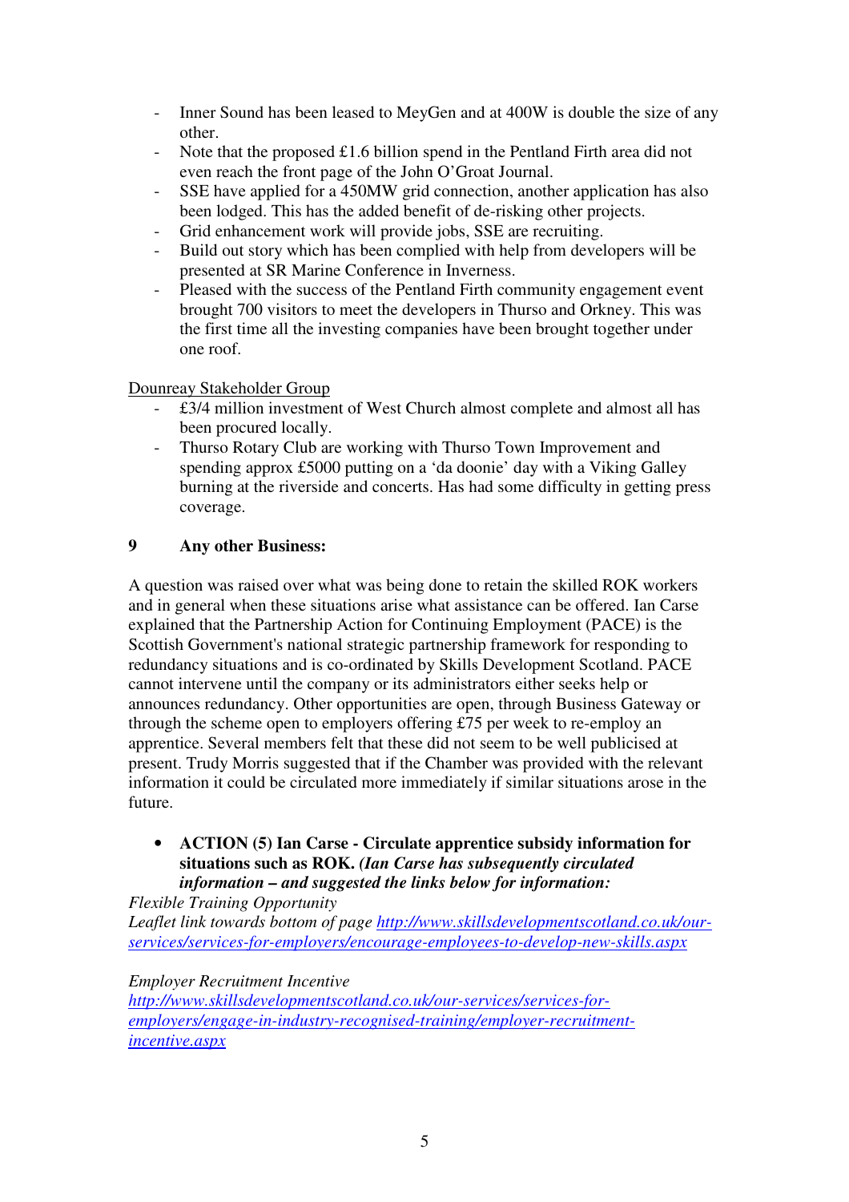- Inner Sound has been leased to MeyGen and at 400W is double the size of any other.
- Note that the proposed £1.6 billion spend in the Pentland Firth area did not even reach the front page of the John O'Groat Journal.
- SSE have applied for a 450MW grid connection, another application has also been lodged. This has the added benefit of de-risking other projects.
- Grid enhancement work will provide jobs, SSE are recruiting.
- Build out story which has been complied with help from developers will be presented at SR Marine Conference in Inverness.
- Pleased with the success of the Pentland Firth community engagement event brought 700 visitors to meet the developers in Thurso and Orkney. This was the first time all the investing companies have been brought together under one roof.

Dounreay Stakeholder Group

- £3/4 million investment of West Church almost complete and almost all has been procured locally.
- Thurso Rotary Club are working with Thurso Town Improvement and spending approx £5000 putting on a 'da doonie' day with a Viking Galley burning at the riverside and concerts. Has had some difficulty in getting press coverage.

## 9 Any other Business:

A question was raised over what was being done to retain the skilled ROK workers and in general when these situations arise what assistance can be offered. Ian Carse explained that the Partnership Action for Continuing Employment (PACE) is the Scottish Government's national strategic partnership framework for responding to redundancy situations and is co-ordinated by Skills Development Scotland. PACE cannot intervene until the company or its administrators either seeks help or announces redundancy. Other opportunities are open, through Business Gateway or through the scheme open to employers offering £75 per week to re-employ an apprentice. Several members felt that these did not seem to be well publicised at present. Trudy Morris suggested that if the Chamber was provided with the relevant information it could be circulated more immediately if similar situations arose in the future.

- **ACTION (5) Ian Carse - Circulate apprentice subsidy information for situations such as ROK. *(Ian Carse has subsequently circulated information – and suggested the links below for information:***

*Flexible Training Opportunity*
*Leaflet link towards bottom of page http://www.skillsdevelopmentscotland.co.uk/our-services/services-for-employers/encourage-employees-to-develop-new-skills.aspx*

*Employer Recruitment Incentive*
*http://www.skillsdevelopmentscotland.co.uk/our-services/services-for-employers/engage-in-industry-recognised-training/employer-recruitment-incentive.aspx*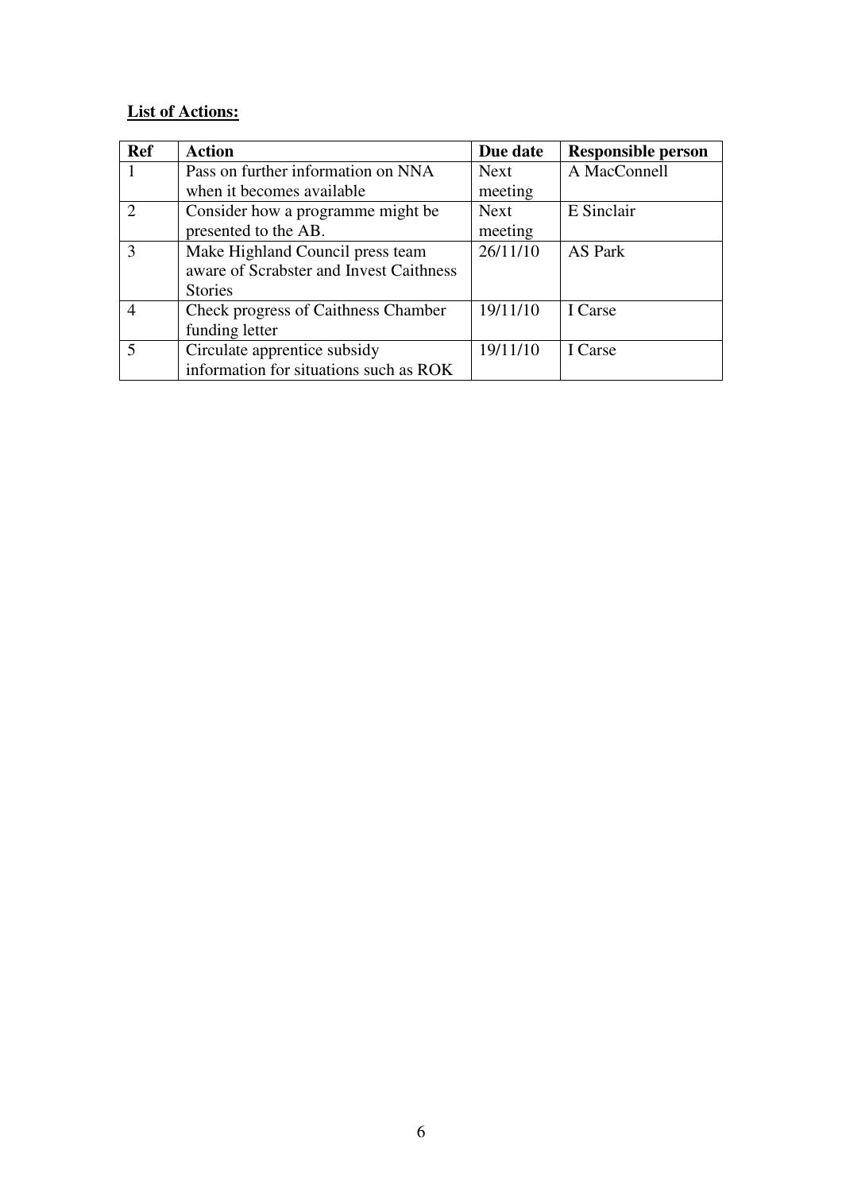**List of Actions:**

| Ref | Action | Due date | Responsible person |
|---|---|---|---|
| 1 | Pass on further information on NNA when it becomes available | Next meeting | A MacConnell |
| 2 | Consider how a programme might be presented to the AB. | Next meeting | E Sinclair |
| 3 | Make Highland Council press team aware of Scrabster and Invest Caithness Stories | 26/11/10 | AS Park |
| 4 | Check progress of Caithness Chamber funding letter | 19/11/10 | I Carse |
| 5 | Circulate apprentice subsidy information for situations such as ROK | 19/11/10 | I Carse |